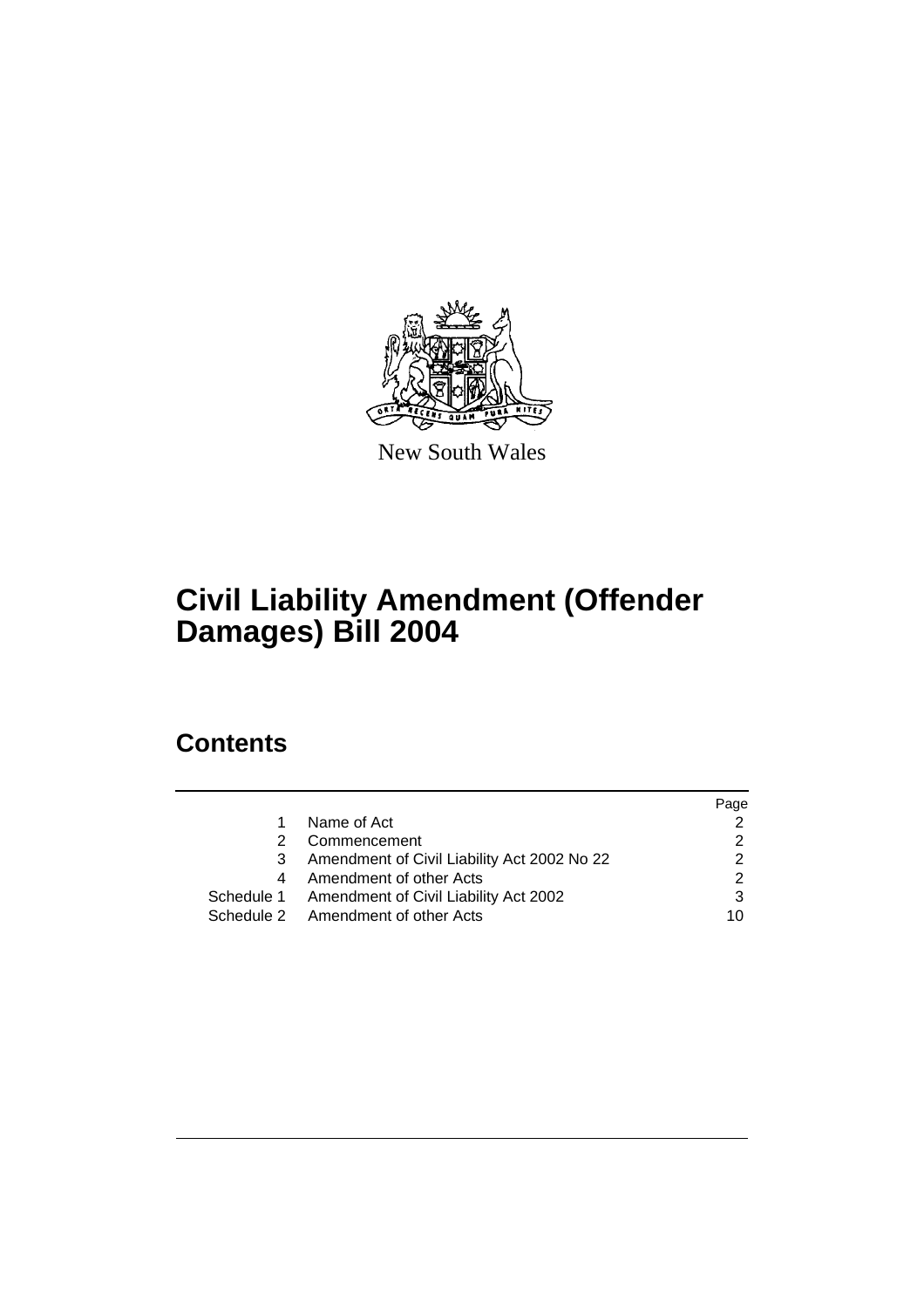New South Wales

# Civil Liability Amendment (Offender Damages) Bill 2004

## Contents

| | | Page |
|---|---|---|
| 1 | Name of Act | 2 |
| 2 | Commencement | 2 |
| 3 | Amendment of Civil Liability Act 2002 No 22 | 2 |
| 4 | Amendment of other Acts | 2 |
| Schedule 1 | Amendment of Civil Liability Act 2002 | 3 |
| Schedule 2 | Amendment of other Acts | 10 |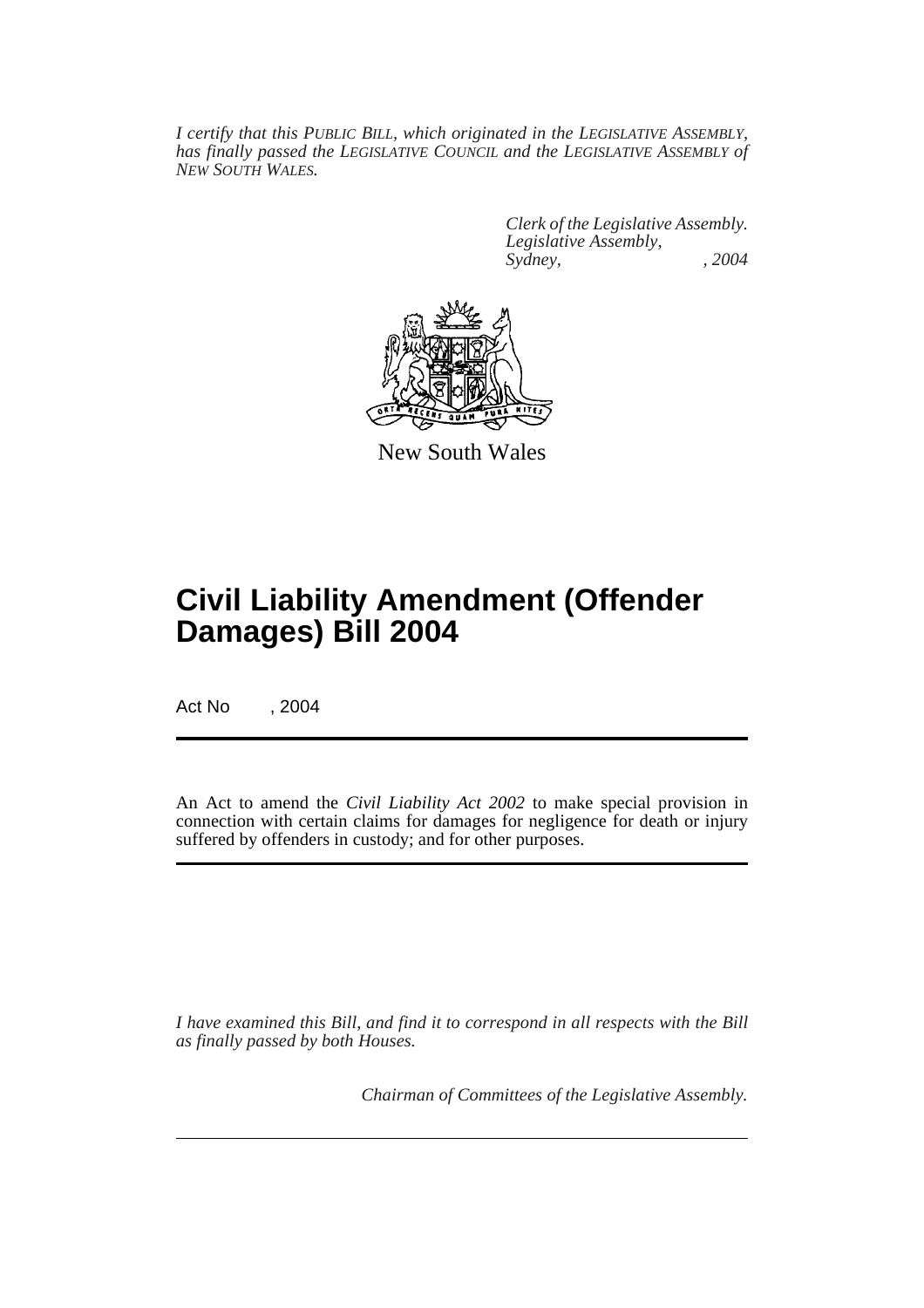*I certify that this PUBLIC BILL, which originated in the LEGISLATIVE ASSEMBLY, has finally passed the LEGISLATIVE COUNCIL and the LEGISLATIVE ASSEMBLY of NEW SOUTH WALES.*

*Clerk of the Legislative Assembly.*
*Legislative Assembly,*
*Sydney, , 2004*

New South Wales

# Civil Liability Amendment (Offender Damages) Bill 2004

Act No , 2004

An Act to amend the *Civil Liability Act 2002* to make special provision in connection with certain claims for damages for negligence for death or injury suffered by offenders in custody; and for other purposes.

*I have examined this Bill, and find it to correspond in all respects with the Bill as finally passed by both Houses.*

*Chairman of Committees of the Legislative Assembly.*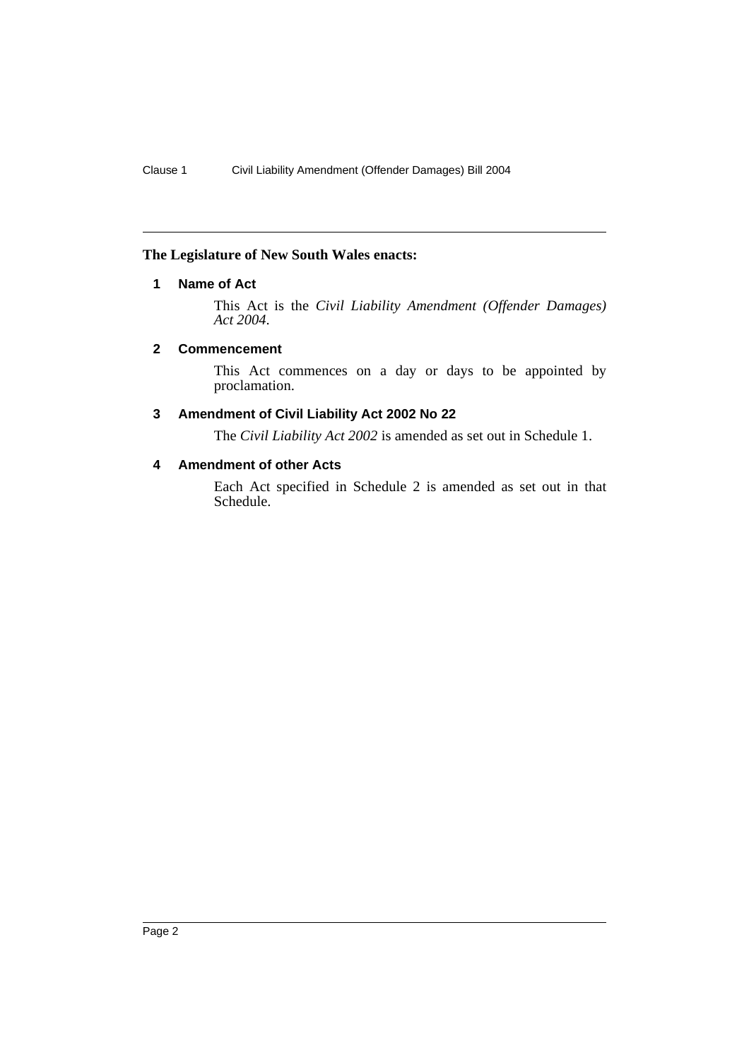**The Legislature of New South Wales enacts:**

### 1 Name of Act

This Act is the *Civil Liability Amendment (Offender Damages) Act 2004*.

### 2 Commencement

This Act commences on a day or days to be appointed by proclamation.

### 3 Amendment of Civil Liability Act 2002 No 22

The *Civil Liability Act 2002* is amended as set out in Schedule 1.

### 4 Amendment of other Acts

Each Act specified in Schedule 2 is amended as set out in that Schedule.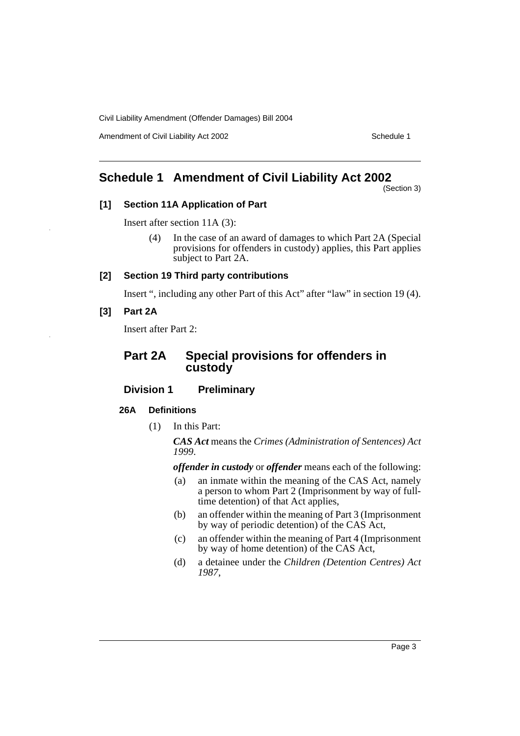# Schedule 1 Amendment of Civil Liability Act 2002

(Section 3)

### [1] Section 11A Application of Part

Insert after section 11A (3):

(4) In the case of an award of damages to which Part 2A (Special provisions for offenders in custody) applies, this Part applies subject to Part 2A.

### [2] Section 19 Third party contributions

Insert ", including any other Part of this Act" after "law" in section 19 (4).

### [3] Part 2A

Insert after Part 2:

## Part 2A Special provisions for offenders in custody

### Division 1 Preliminary

#### 26A Definitions

(1) In this Part:

***CAS Act*** means the *Crimes (Administration of Sentences) Act 1999*.

***offender in custody*** or ***offender*** means each of the following:

(a) an inmate within the meaning of the CAS Act, namely a person to whom Part 2 (Imprisonment by way of full-time detention) of that Act applies,

(b) an offender within the meaning of Part 3 (Imprisonment by way of periodic detention) of the CAS Act,

(c) an offender within the meaning of Part 4 (Imprisonment by way of home detention) of the CAS Act,

(d) a detainee under the *Children (Detention Centres) Act 1987*,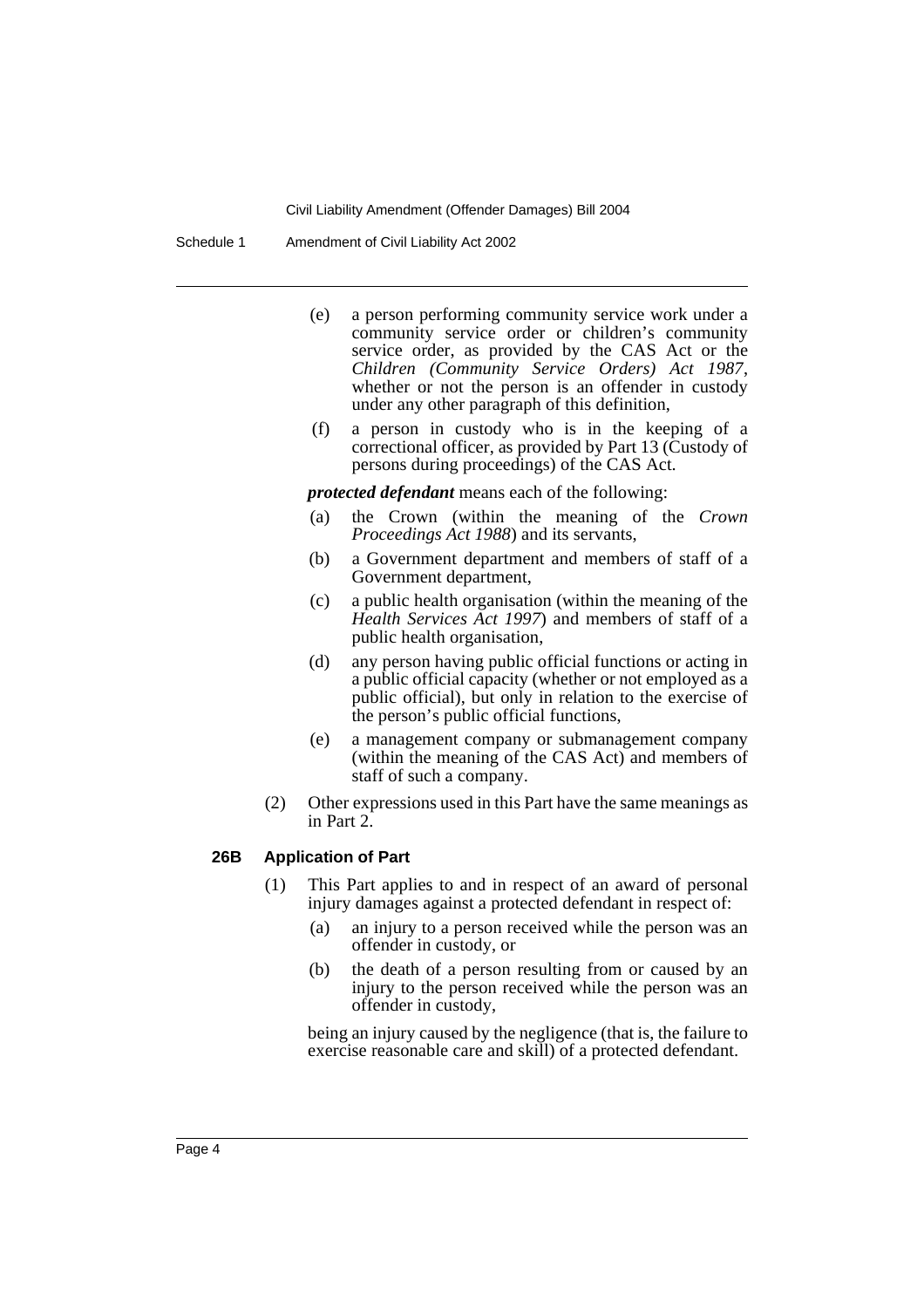(e) a person performing community service work under a community service order or children's community service order, as provided by the CAS Act or the *Children (Community Service Orders) Act 1987*, whether or not the person is an offender in custody under any other paragraph of this definition,

(f) a person in custody who is in the keeping of a correctional officer, as provided by Part 13 (Custody of persons during proceedings) of the CAS Act.

***protected defendant*** means each of the following:

(a) the Crown (within the meaning of the *Crown Proceedings Act 1988*) and its servants,

(b) a Government department and members of staff of a Government department,

(c) a public health organisation (within the meaning of the *Health Services Act 1997*) and members of staff of a public health organisation,

(d) any person having public official functions or acting in a public official capacity (whether or not employed as a public official), but only in relation to the exercise of the person's public official functions,

(e) a management company or submanagement company (within the meaning of the CAS Act) and members of staff of such a company.

(2) Other expressions used in this Part have the same meanings as in Part 2.

**26B Application of Part**

(1) This Part applies to and in respect of an award of personal injury damages against a protected defendant in respect of:

(a) an injury to a person received while the person was an offender in custody, or

(b) the death of a person resulting from or caused by an injury to the person received while the person was an offender in custody,

being an injury caused by the negligence (that is, the failure to exercise reasonable care and skill) of a protected defendant.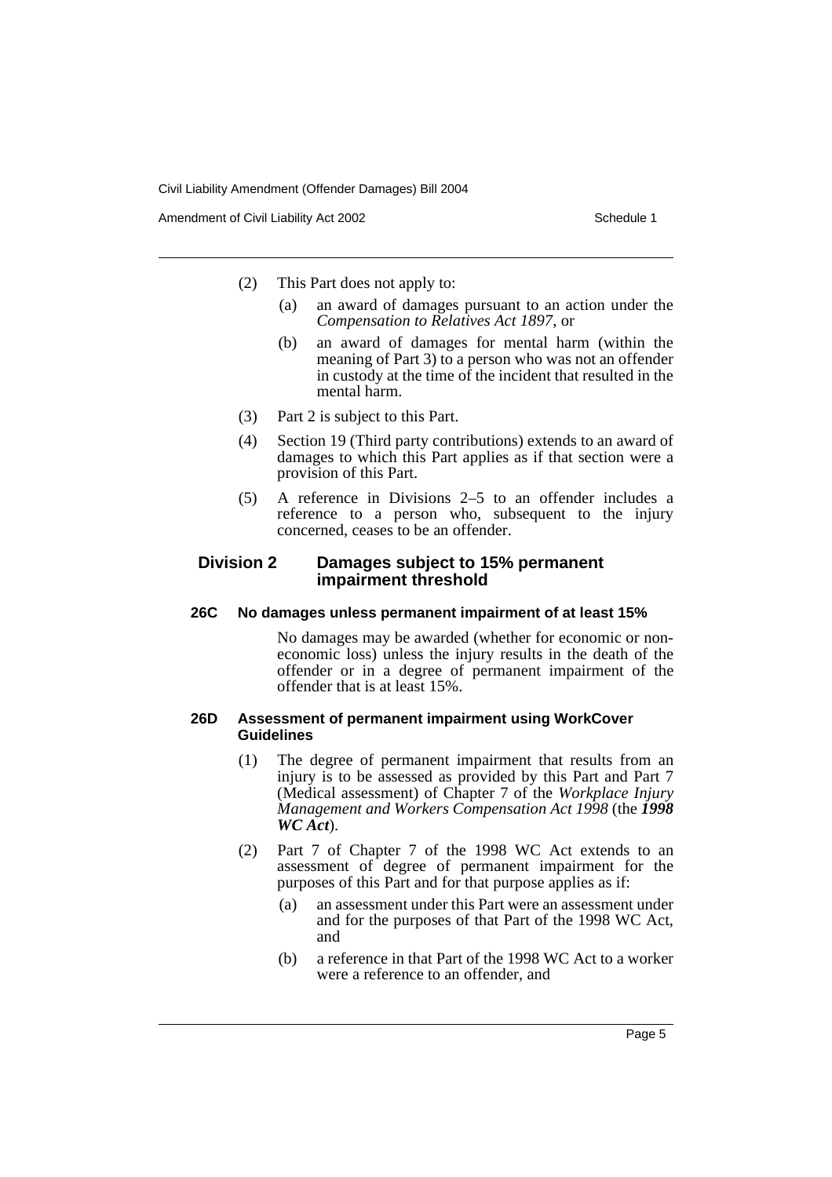(2) This Part does not apply to:

- (a) an award of damages pursuant to an action under the *Compensation to Relatives Act 1897*, or
- (b) an award of damages for mental harm (within the meaning of Part 3) to a person who was not an offender in custody at the time of the incident that resulted in the mental harm.

(3) Part 2 is subject to this Part.

(4) Section 19 (Third party contributions) extends to an award of damages to which this Part applies as if that section were a provision of this Part.

(5) A reference in Divisions 2–5 to an offender includes a reference to a person who, subsequent to the injury concerned, ceases to be an offender.

## Division 2 Damages subject to 15% permanent impairment threshold

### 26C No damages unless permanent impairment of at least 15%

No damages may be awarded (whether for economic or non-economic loss) unless the injury results in the death of the offender or in a degree of permanent impairment of the offender that is at least 15%.

### 26D Assessment of permanent impairment using WorkCover Guidelines

(1) The degree of permanent impairment that results from an injury is to be assessed as provided by this Part and Part 7 (Medical assessment) of Chapter 7 of the *Workplace Injury Management and Workers Compensation Act 1998* (the ***1998 WC Act***).

(2) Part 7 of Chapter 7 of the 1998 WC Act extends to an assessment of degree of permanent impairment for the purposes of this Part and for that purpose applies as if:

- (a) an assessment under this Part were an assessment under and for the purposes of that Part of the 1998 WC Act, and
- (b) a reference in that Part of the 1998 WC Act to a worker were a reference to an offender, and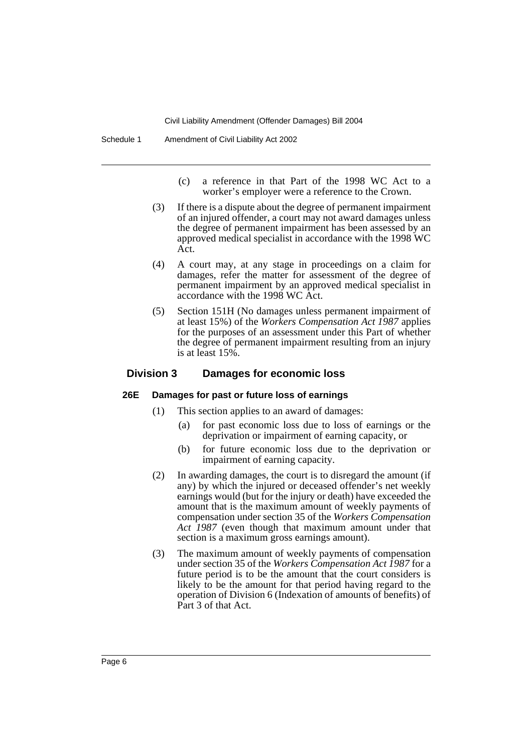(c) a reference in that Part of the 1998 WC Act to a worker's employer were a reference to the Crown.

(3) If there is a dispute about the degree of permanent impairment of an injured offender, a court may not award damages unless the degree of permanent impairment has been assessed by an approved medical specialist in accordance with the 1998 WC Act.

(4) A court may, at any stage in proceedings on a claim for damages, refer the matter for assessment of the degree of permanent impairment by an approved medical specialist in accordance with the 1998 WC Act.

(5) Section 151H (No damages unless permanent impairment of at least 15%) of the *Workers Compensation Act 1987* applies for the purposes of an assessment under this Part of whether the degree of permanent impairment resulting from an injury is at least 15%.

## Division 3 Damages for economic loss

### 26E Damages for past or future loss of earnings

(1) This section applies to an award of damages:

(a) for past economic loss due to loss of earnings or the deprivation or impairment of earning capacity, or

(b) for future economic loss due to the deprivation or impairment of earning capacity.

(2) In awarding damages, the court is to disregard the amount (if any) by which the injured or deceased offender's net weekly earnings would (but for the injury or death) have exceeded the amount that is the maximum amount of weekly payments of compensation under section 35 of the *Workers Compensation Act 1987* (even though that maximum amount under that section is a maximum gross earnings amount).

(3) The maximum amount of weekly payments of compensation under section 35 of the *Workers Compensation Act 1987* for a future period is to be the amount that the court considers is likely to be the amount for that period having regard to the operation of Division 6 (Indexation of amounts of benefits) of Part 3 of that Act.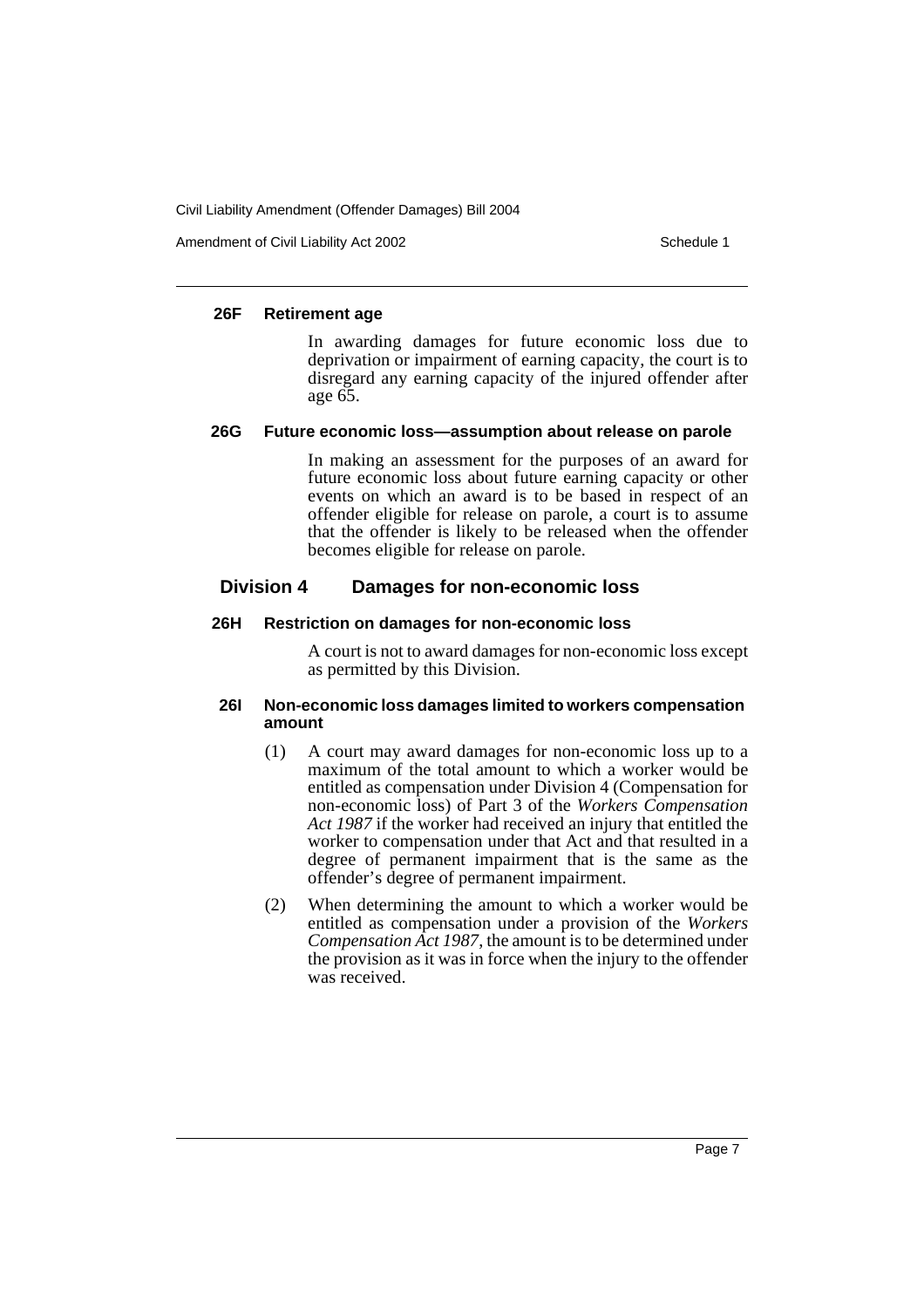#### 26F Retirement age

In awarding damages for future economic loss due to deprivation or impairment of earning capacity, the court is to disregard any earning capacity of the injured offender after age 65.

#### 26G Future economic loss—assumption about release on parole

In making an assessment for the purposes of an award for future economic loss about future earning capacity or other events on which an award is to be based in respect of an offender eligible for release on parole, a court is to assume that the offender is likely to be released when the offender becomes eligible for release on parole.

### Division 4 Damages for non-economic loss

#### 26H Restriction on damages for non-economic loss

A court is not to award damages for non-economic loss except as permitted by this Division.

#### 26I Non-economic loss damages limited to workers compensation amount

(1) A court may award damages for non-economic loss up to a maximum of the total amount to which a worker would be entitled as compensation under Division 4 (Compensation for non-economic loss) of Part 3 of the *Workers Compensation Act 1987* if the worker had received an injury that entitled the worker to compensation under that Act and that resulted in a degree of permanent impairment that is the same as the offender's degree of permanent impairment.

(2) When determining the amount to which a worker would be entitled as compensation under a provision of the *Workers Compensation Act 1987*, the amount is to be determined under the provision as it was in force when the injury to the offender was received.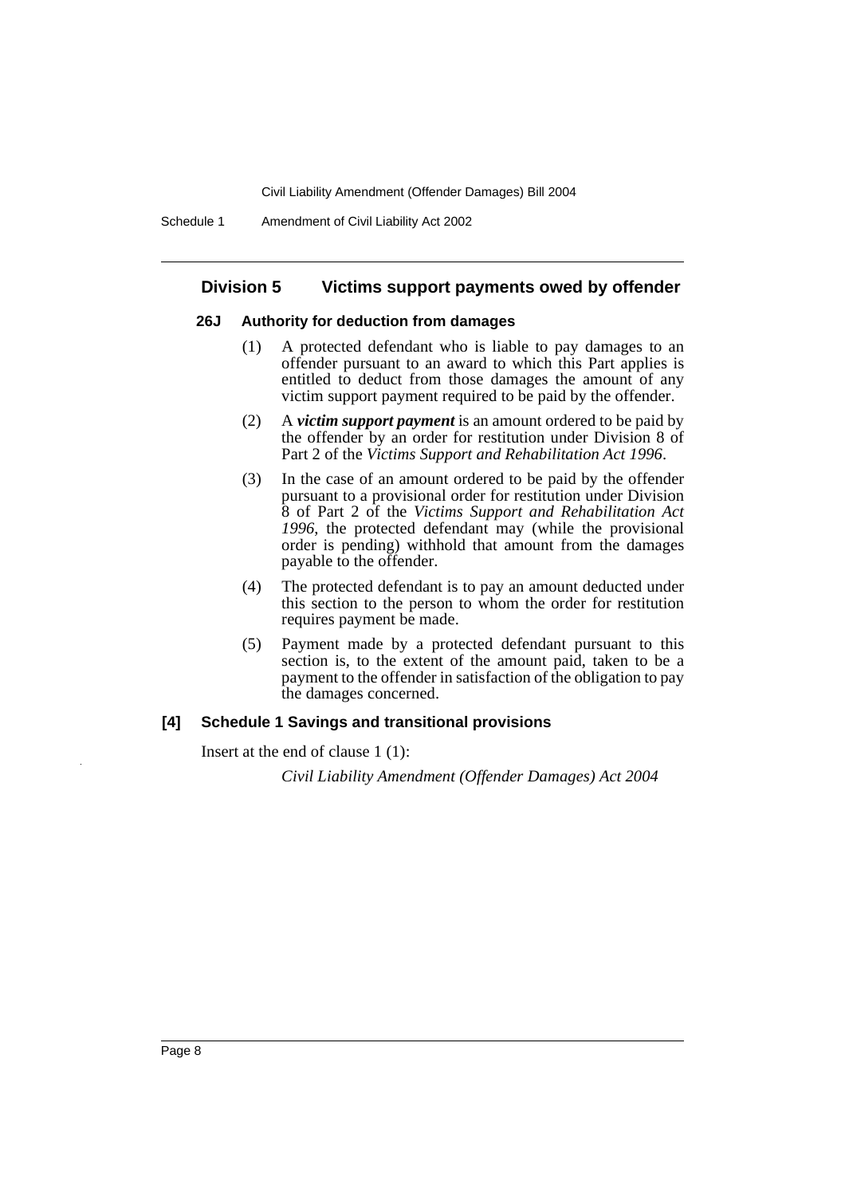## Division 5 Victims support payments owed by offender

### 26J Authority for deduction from damages

(1) A protected defendant who is liable to pay damages to an offender pursuant to an award to which this Part applies is entitled to deduct from those damages the amount of any victim support payment required to be paid by the offender.

(2) A ***victim support payment*** is an amount ordered to be paid by the offender by an order for restitution under Division 8 of Part 2 of the *Victims Support and Rehabilitation Act 1996*.

(3) In the case of an amount ordered to be paid by the offender pursuant to a provisional order for restitution under Division 8 of Part 2 of the *Victims Support and Rehabilitation Act 1996*, the protected defendant may (while the provisional order is pending) withhold that amount from the damages payable to the offender.

(4) The protected defendant is to pay an amount deducted under this section to the person to whom the order for restitution requires payment be made.

(5) Payment made by a protected defendant pursuant to this section is, to the extent of the amount paid, taken to be a payment to the offender in satisfaction of the obligation to pay the damages concerned.

### [4] Schedule 1 Savings and transitional provisions

Insert at the end of clause 1 (1):

*Civil Liability Amendment (Offender Damages) Act 2004*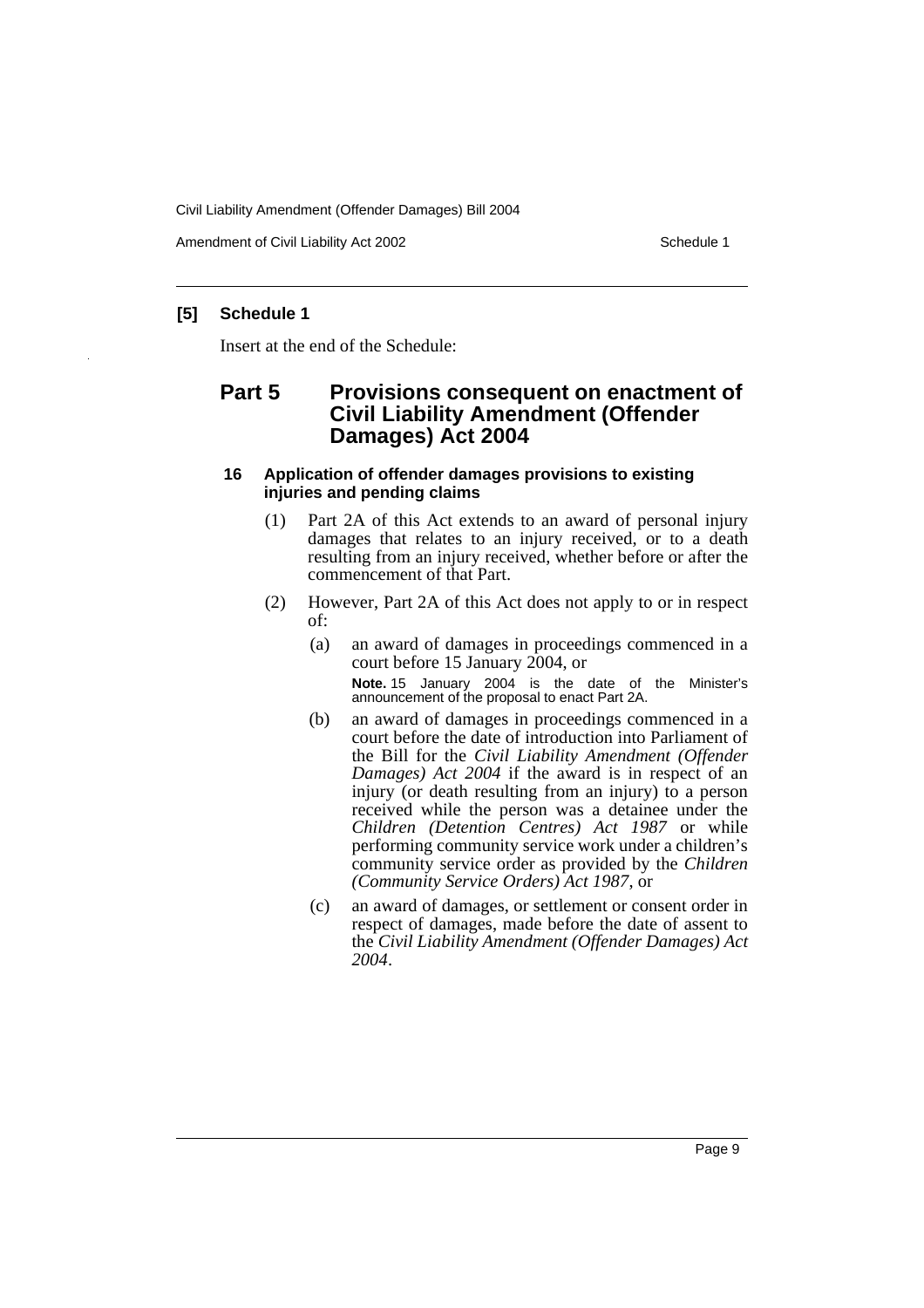**[5] Schedule 1**

Insert at the end of the Schedule:

## Part 5 Provisions consequent on enactment of Civil Liability Amendment (Offender Damages) Act 2004

### 16 Application of offender damages provisions to existing injuries and pending claims

(1) Part 2A of this Act extends to an award of personal injury damages that relates to an injury received, or to a death resulting from an injury received, whether before or after the commencement of that Part.

(2) However, Part 2A of this Act does not apply to or in respect of:

(a) an award of damages in proceedings commenced in a court before 15 January 2004, or

**Note.** 15 January 2004 is the date of the Minister's announcement of the proposal to enact Part 2A.

(b) an award of damages in proceedings commenced in a court before the date of introduction into Parliament of the Bill for the *Civil Liability Amendment (Offender Damages) Act 2004* if the award is in respect of an injury (or death resulting from an injury) to a person received while the person was a detainee under the *Children (Detention Centres) Act 1987* or while performing community service work under a children's community service order as provided by the *Children (Community Service Orders) Act 1987*, or

(c) an award of damages, or settlement or consent order in respect of damages, made before the date of assent to the *Civil Liability Amendment (Offender Damages) Act 2004*.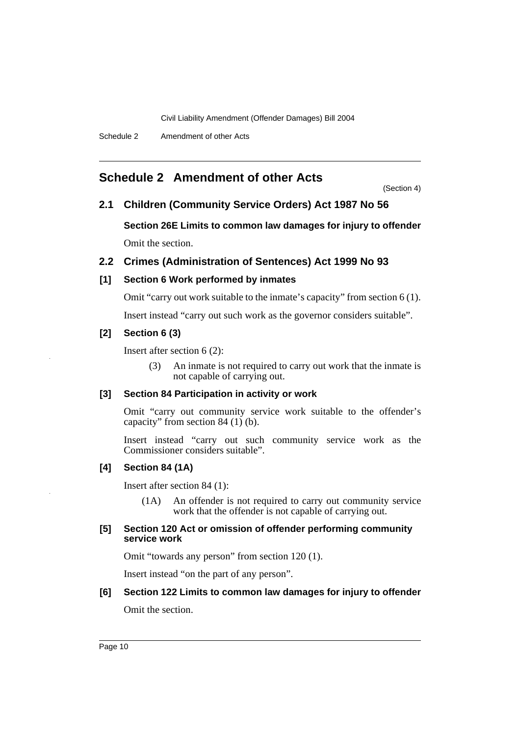# Schedule 2 Amendment of other Acts

(Section 4)

## 2.1 Children (Community Service Orders) Act 1987 No 56

### Section 26E Limits to common law damages for injury to offender

Omit the section.

## 2.2 Crimes (Administration of Sentences) Act 1999 No 93

### [1] Section 6 Work performed by inmates

Omit "carry out work suitable to the inmate's capacity" from section 6 (1).

Insert instead "carry out such work as the governor considers suitable".

### [2] Section 6 (3)

Insert after section 6 (2):

(3) An inmate is not required to carry out work that the inmate is not capable of carrying out.

### [3] Section 84 Participation in activity or work

Omit "carry out community service work suitable to the offender's capacity" from section 84 (1) (b).

Insert instead "carry out such community service work as the Commissioner considers suitable".

### [4] Section 84 (1A)

Insert after section 84 (1):

(1A) An offender is not required to carry out community service work that the offender is not capable of carrying out.

### [5] Section 120 Act or omission of offender performing community service work

Omit "towards any person" from section 120 (1).

Insert instead "on the part of any person".

### [6] Section 122 Limits to common law damages for injury to offender

Omit the section.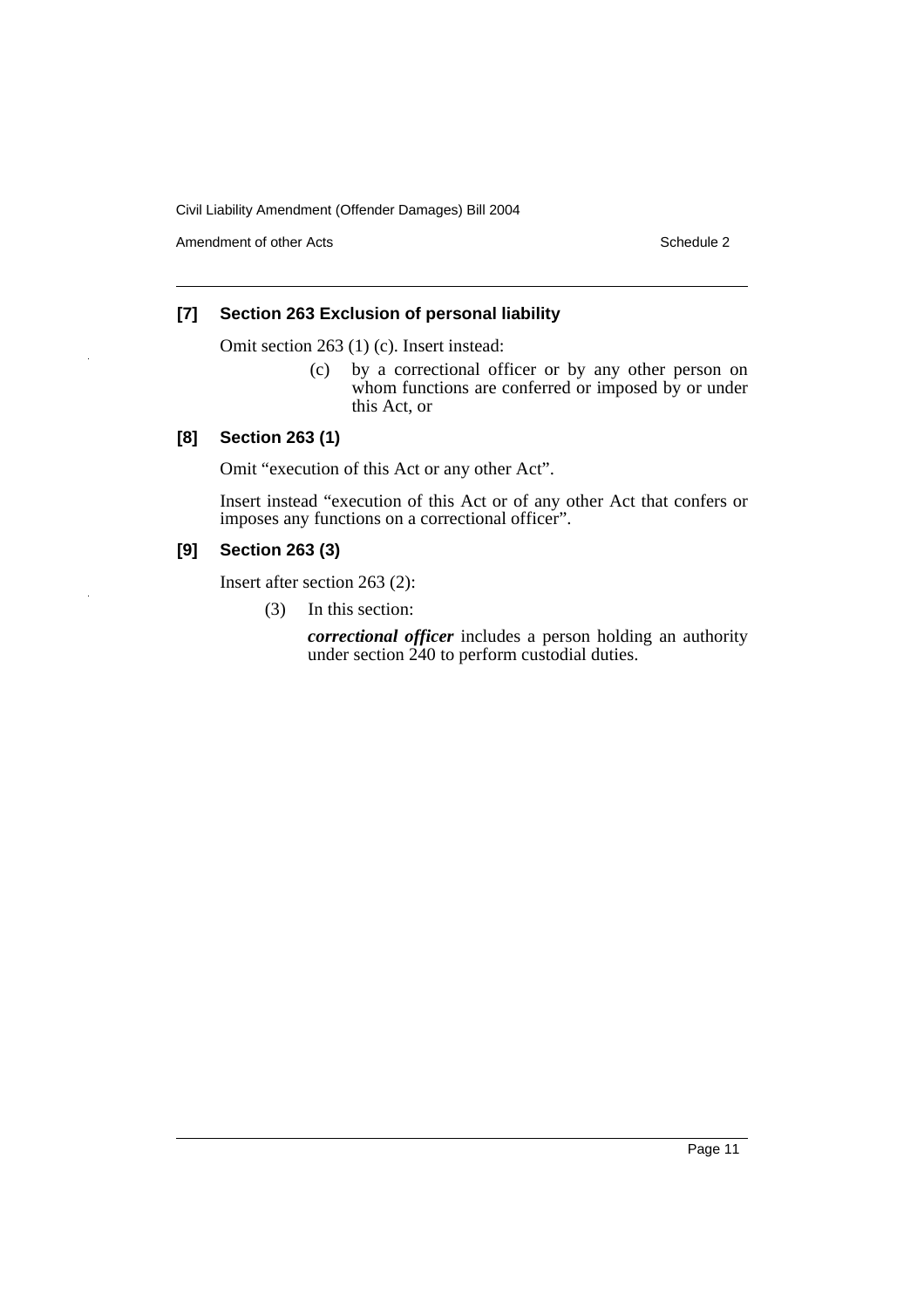### [7] Section 263 Exclusion of personal liability

Omit section 263 (1) (c). Insert instead:

> (c) by a correctional officer or by any other person on whom functions are conferred or imposed by or under this Act, or

### [8] Section 263 (1)

Omit "execution of this Act or any other Act".

Insert instead "execution of this Act or of any other Act that confers or imposes any functions on a correctional officer".

### [9] Section 263 (3)

Insert after section 263 (2):

> (3) In this section:
>
> ***correctional officer*** includes a person holding an authority under section 240 to perform custodial duties.